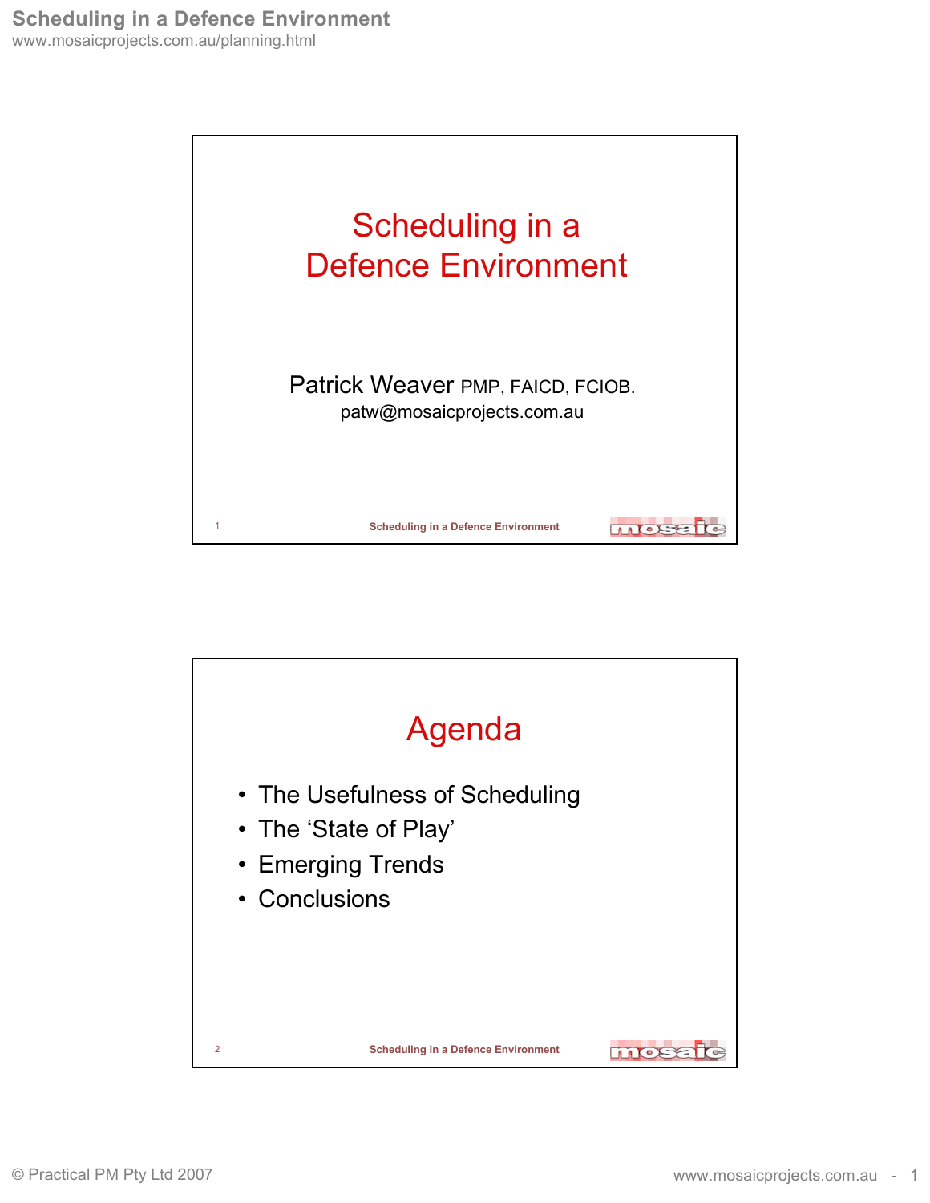# Scheduling in a Defence Environment

Patrick Weaver PMP, FAICD, FCIOB.

patw@mosaicprojects.com.au

## Agenda

- The Usefulness of Scheduling
- The 'State of Play'
- Emerging Trends
- Conclusions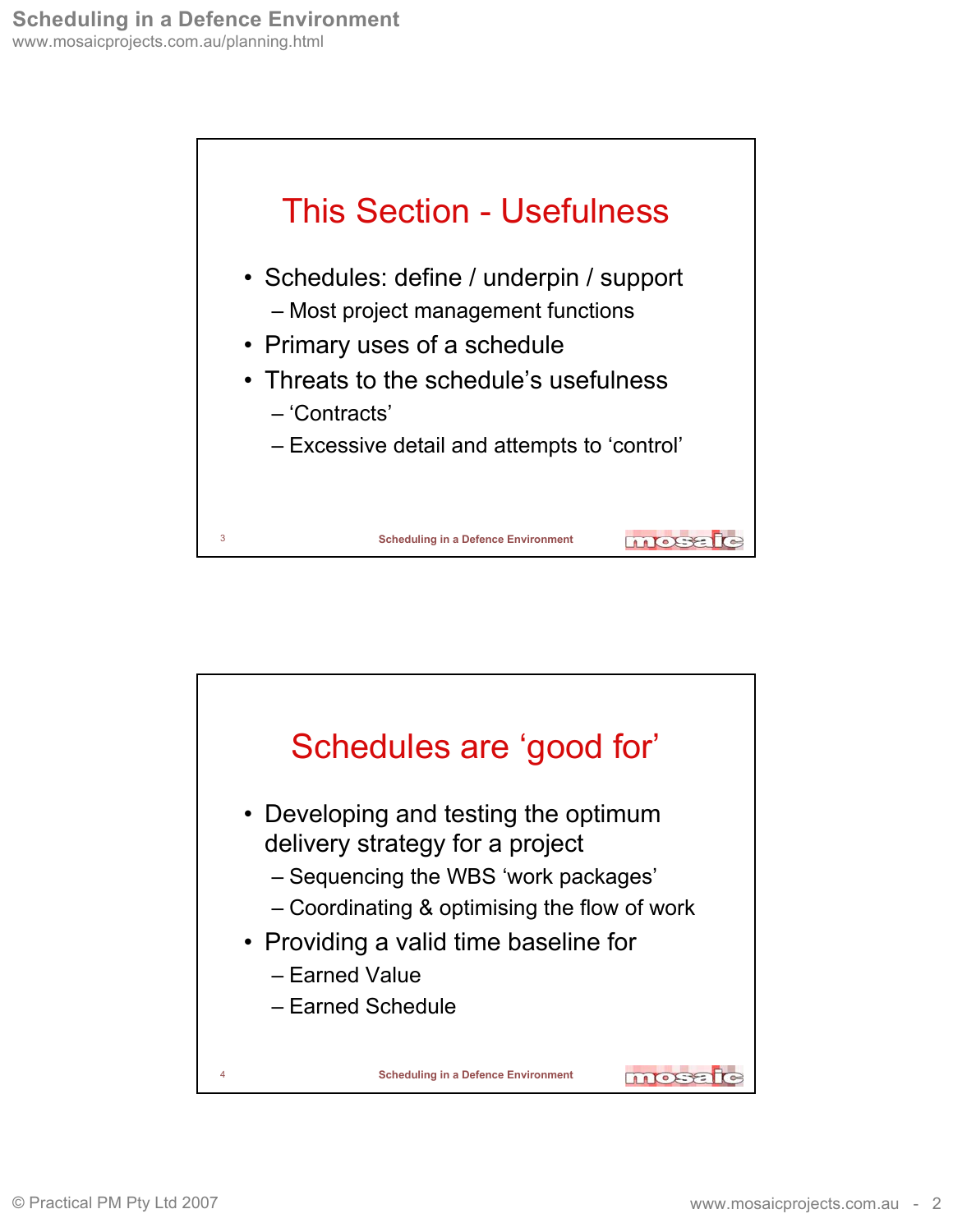## This Section - Usefulness

- Schedules: define / underpin / support
  - Most project management functions
- Primary uses of a schedule
- Threats to the schedule's usefulness
  - 'Contracts'
  - Excessive detail and attempts to 'control'

## Schedules are 'good for'

- Developing and testing the optimum delivery strategy for a project
  - Sequencing the WBS 'work packages'
  - Coordinating & optimising the flow of work
- Providing a valid time baseline for
  - Earned Value
  - Earned Schedule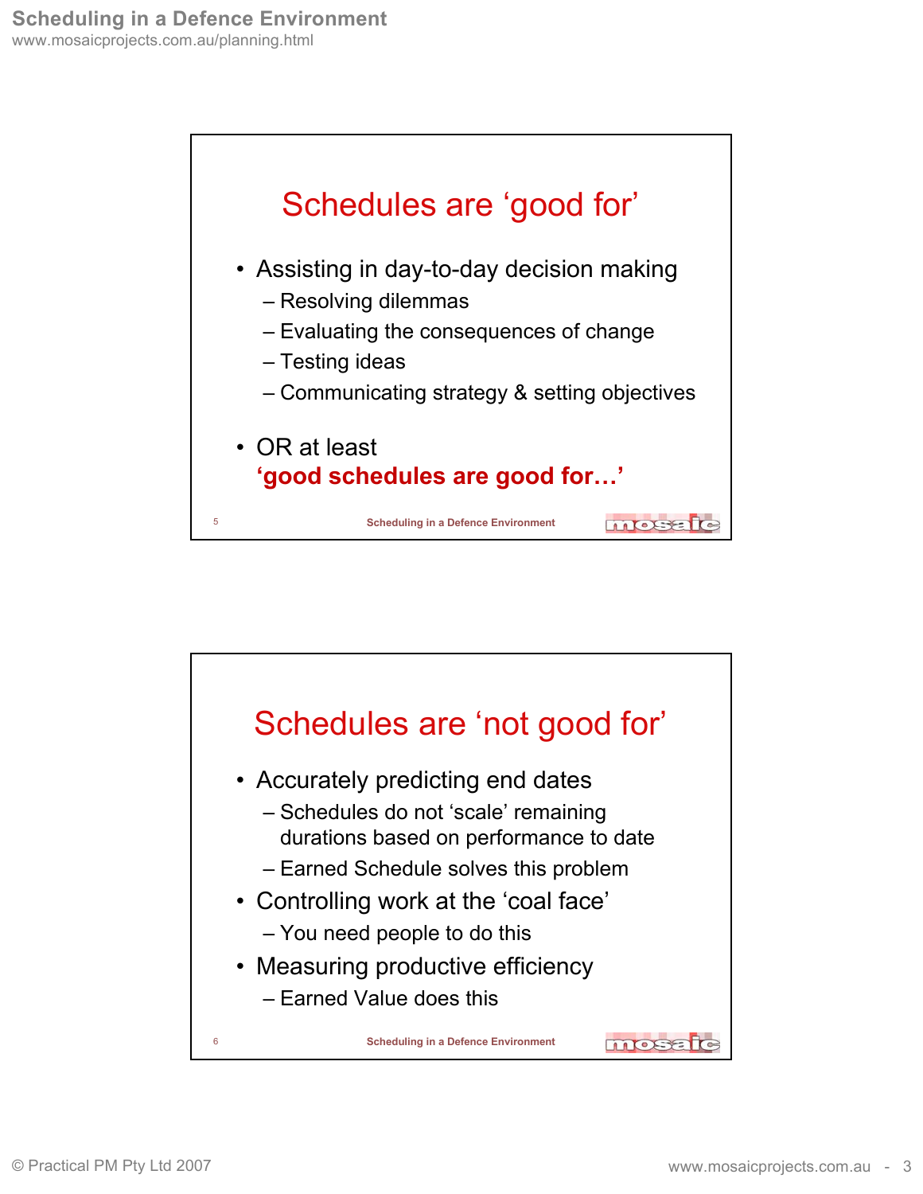## Schedules are 'good for'

- Assisting in day-to-day decision making
  - Resolving dilemmas
  - Evaluating the consequences of change
  - Testing ideas
  - Communicating strategy & setting objectives
- OR at least
  **'good schedules are good for…'**

## Schedules are 'not good for'

- Accurately predicting end dates
  - Schedules do not 'scale' remaining durations based on performance to date
  - Earned Schedule solves this problem
- Controlling work at the 'coal face'
  - You need people to do this
- Measuring productive efficiency
  - Earned Value does this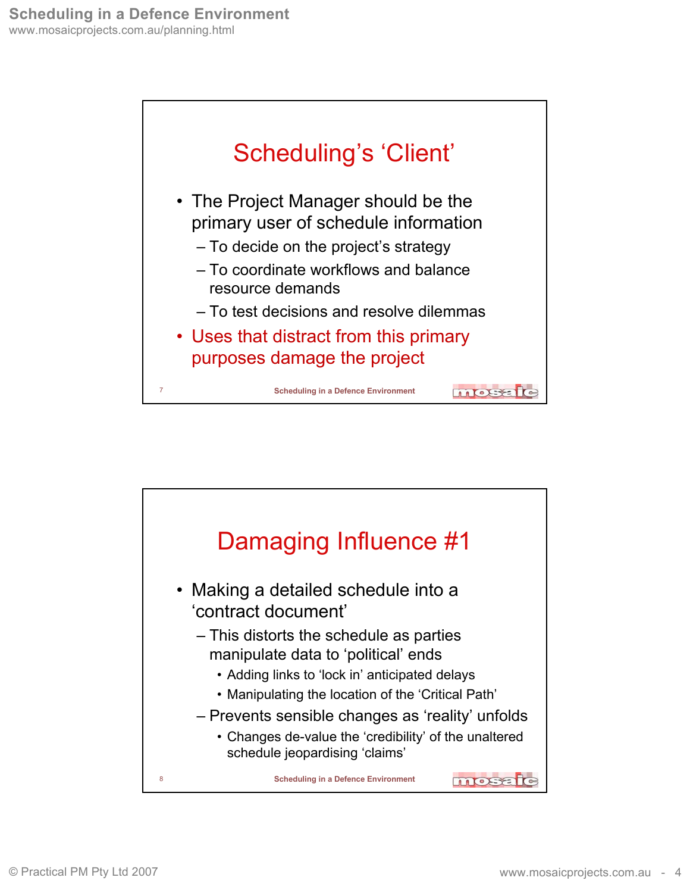## Scheduling's 'Client'

- The Project Manager should be the primary user of schedule information
  - To decide on the project's strategy
  - To coordinate workflows and balance resource demands
  - To test decisions and resolve dilemmas
- Uses that distract from this primary purposes damage the project

## Damaging Influence #1

- Making a detailed schedule into a 'contract document'
  - This distorts the schedule as parties manipulate data to 'political' ends
    - Adding links to 'lock in' anticipated delays
    - Manipulating the location of the 'Critical Path'
  - Prevents sensible changes as 'reality' unfolds
    - Changes de-value the 'credibility' of the unaltered schedule jeopardising 'claims'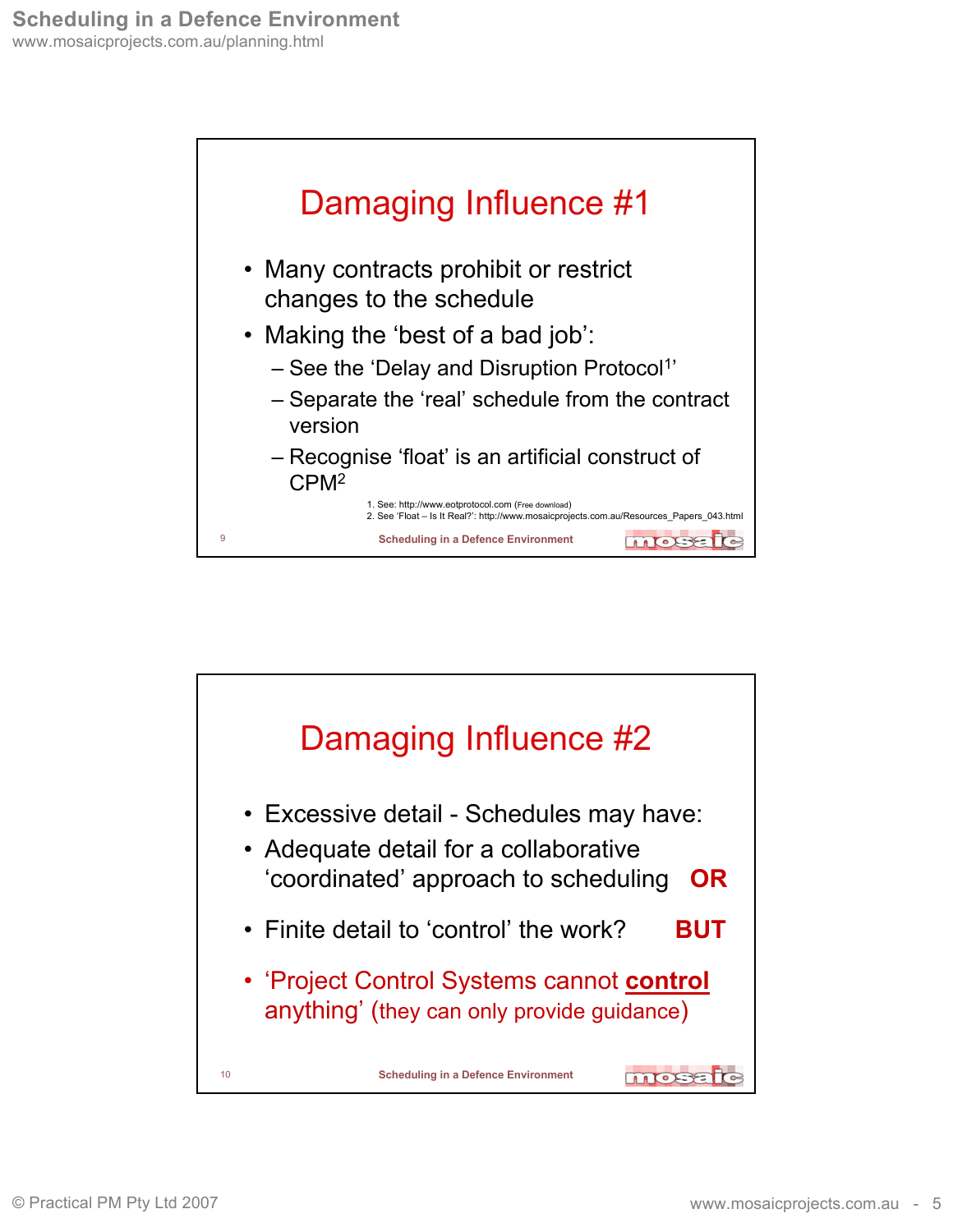## Damaging Influence #1

- Many contracts prohibit or restrict changes to the schedule
- Making the 'best of a bad job':
  - See the 'Delay and Disruption Protocol[1]'
  - Separate the 'real' schedule from the contract version
  - Recognise 'float' is an artificial construct of CPM[2]

1. See: http://www.eotprotocol.com (Free download)
2. See 'Float – Is It Real?': http://www.mosaicprojects.com.au/Resources_Papers_043.html

## Damaging Influence #2

- Excessive detail - Schedules may have:
- Adequate detail for a collaborative 'coordinated' approach to scheduling **OR**
- Finite detail to 'control' the work? **BUT**
- 'Project Control Systems cannot **control** anything' (they can only provide guidance)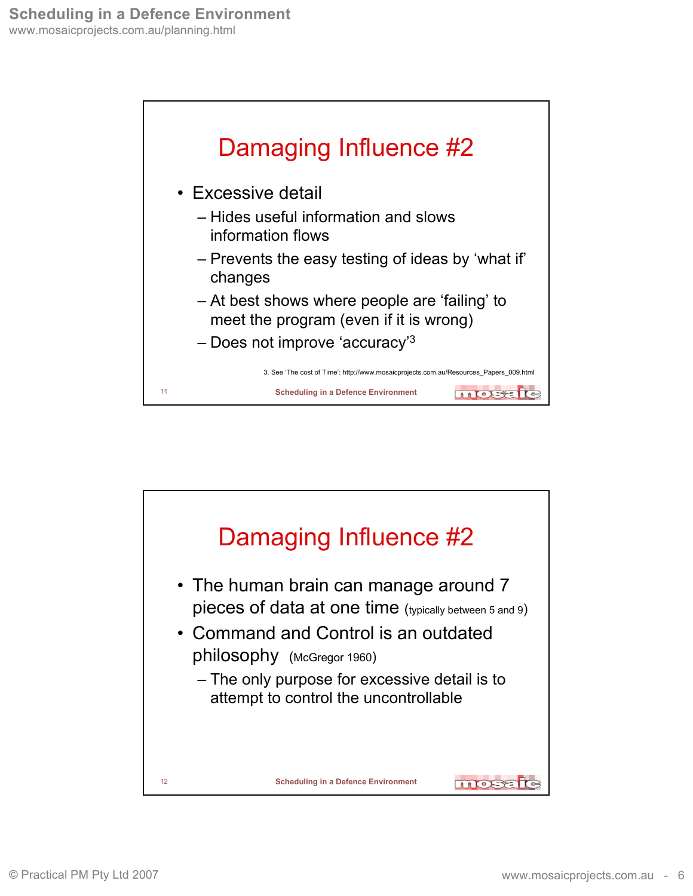# Damaging Influence #2

- Excessive detail
  - Hides useful information and slows information flows
  - Prevents the easy testing of ideas by 'what if' changes
  - At best shows where people are 'failing' to meet the program (even if it is wrong)
  - Does not improve 'accuracy'[3]

3. See 'The cost of Time': http://www.mosaicprojects.com.au/Resources_Papers_009.html

# Damaging Influence #2

- The human brain can manage around 7 pieces of data at one time (typically between 5 and 9)
- Command and Control is an outdated philosophy (McGregor 1960)
  - The only purpose for excessive detail is to attempt to control the uncontrollable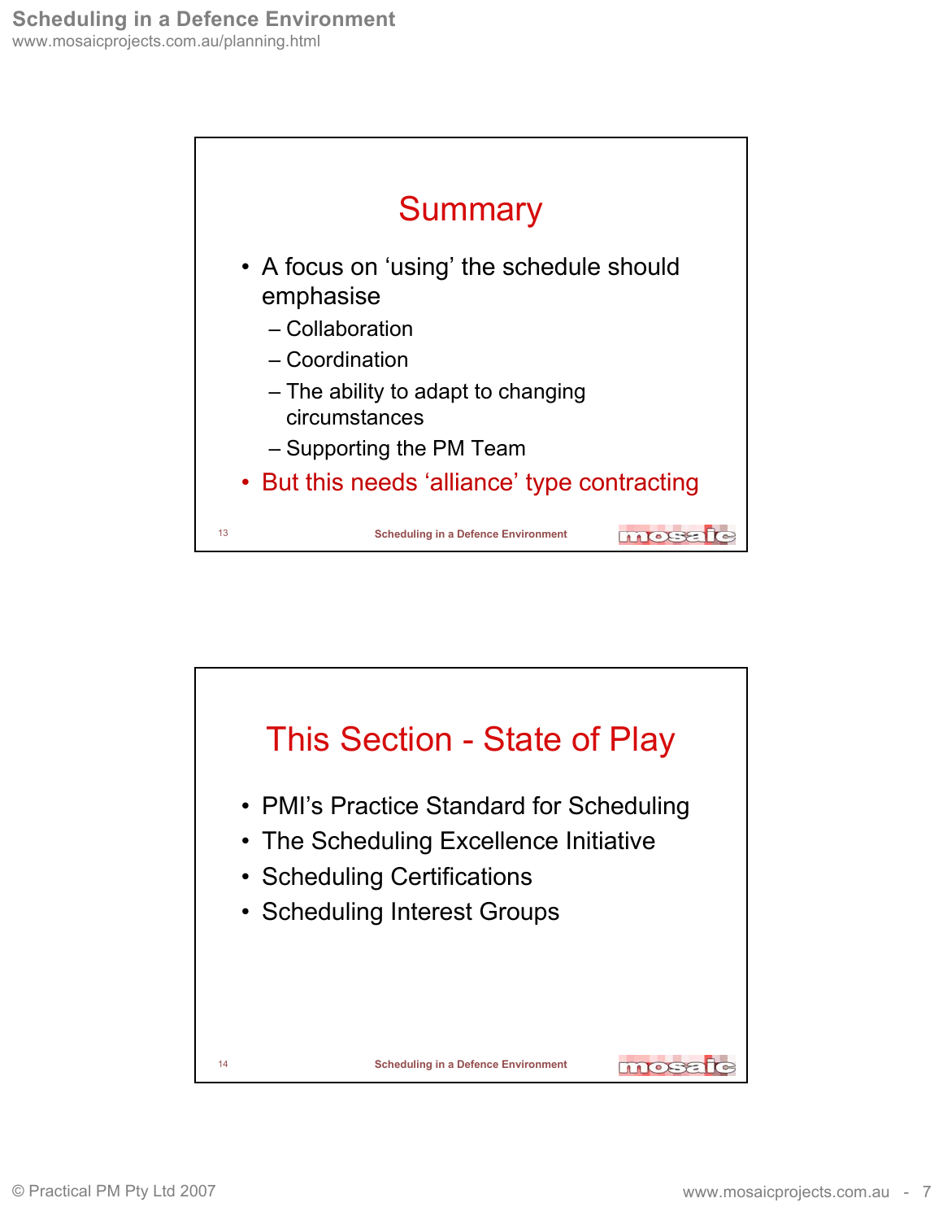## Summary

- A focus on 'using' the schedule should emphasise
  - Collaboration
  - Coordination
  - The ability to adapt to changing circumstances
  - Supporting the PM Team
- But this needs 'alliance' type contracting

## This Section - State of Play

- PMI's Practice Standard for Scheduling
- The Scheduling Excellence Initiative
- Scheduling Certifications
- Scheduling Interest Groups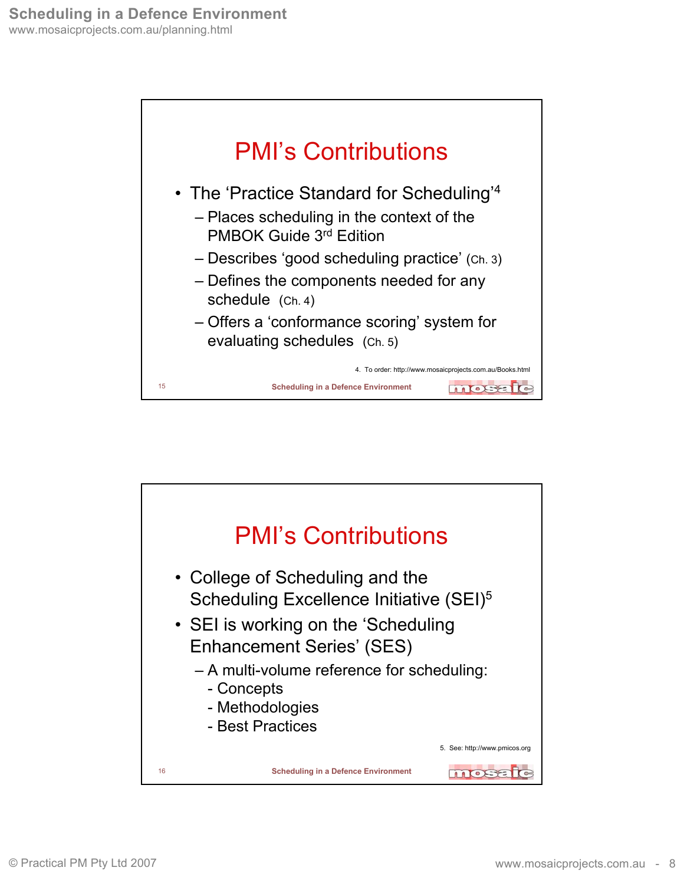## PMI's Contributions

- The 'Practice Standard for Scheduling'[4]
  - Places scheduling in the context of the PMBOK Guide 3rd Edition
  - Describes 'good scheduling practice' (Ch. 3)
  - Defines the components needed for any schedule (Ch. 4)
  - Offers a 'conformance scoring' system for evaluating schedules (Ch. 5)

4. To order: http://www.mosaicprojects.com.au/Books.html

## PMI's Contributions

- College of Scheduling and the Scheduling Excellence Initiative (SEI)[5]
- SEI is working on the 'Scheduling Enhancement Series' (SES)
  - A multi-volume reference for scheduling:
    - Concepts
    - Methodologies
    - Best Practices

5. See: http://www.pmicos.org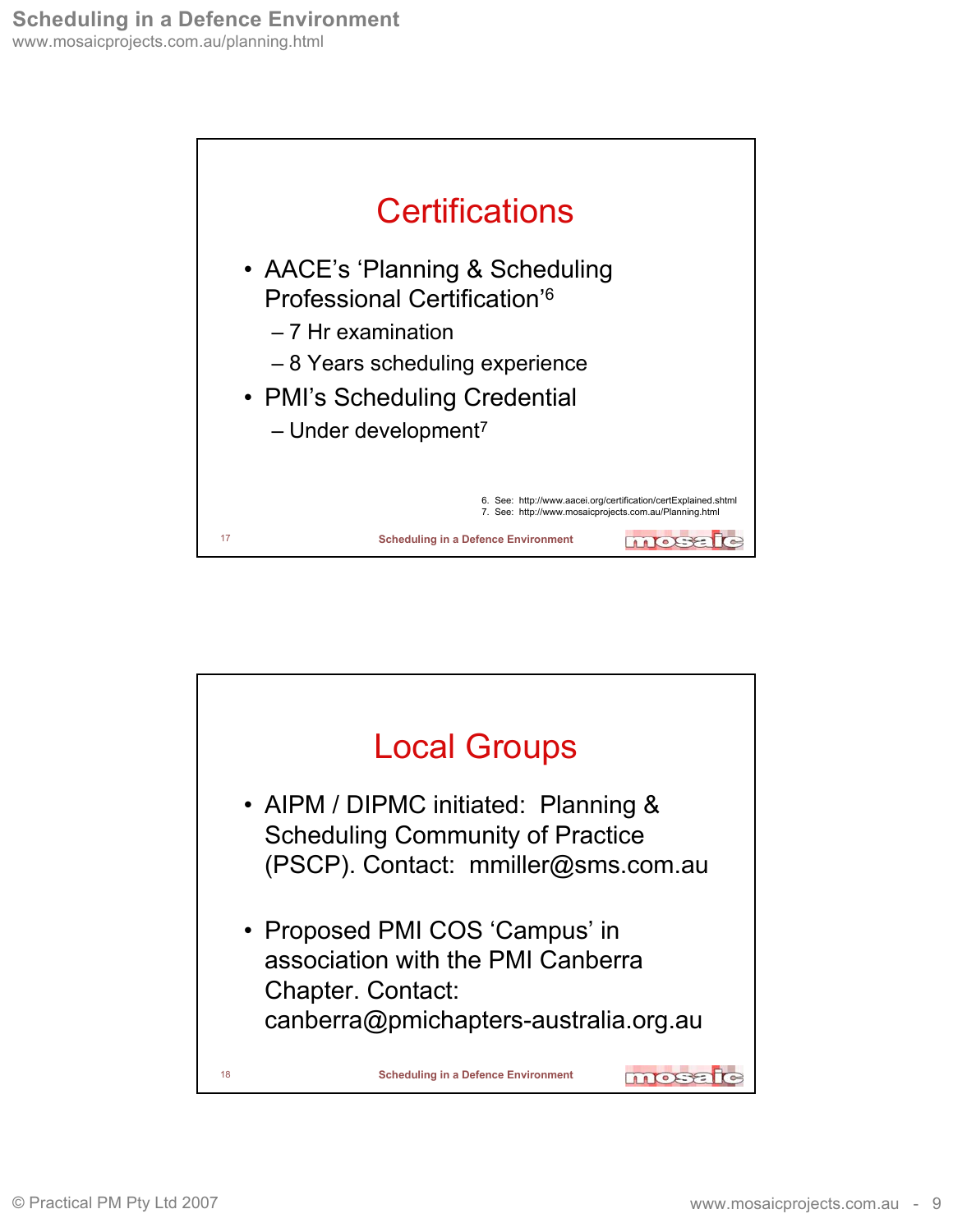## Certifications

- AACE's 'Planning & Scheduling Professional Certification'[6]
  - 7 Hr examination
  - 8 Years scheduling experience
- PMI's Scheduling Credential
  - Under development[7]

6. See: http://www.aacei.org/certification/certExplained.shtml
7. See: http://www.mosaicprojects.com.au/Planning.html

## Local Groups

- AIPM / DIPMC initiated: Planning & Scheduling Community of Practice (PSCP). Contact: mmiller@sms.com.au

- Proposed PMI COS 'Campus' in association with the PMI Canberra Chapter. Contact: canberra@pmichapters-australia.org.au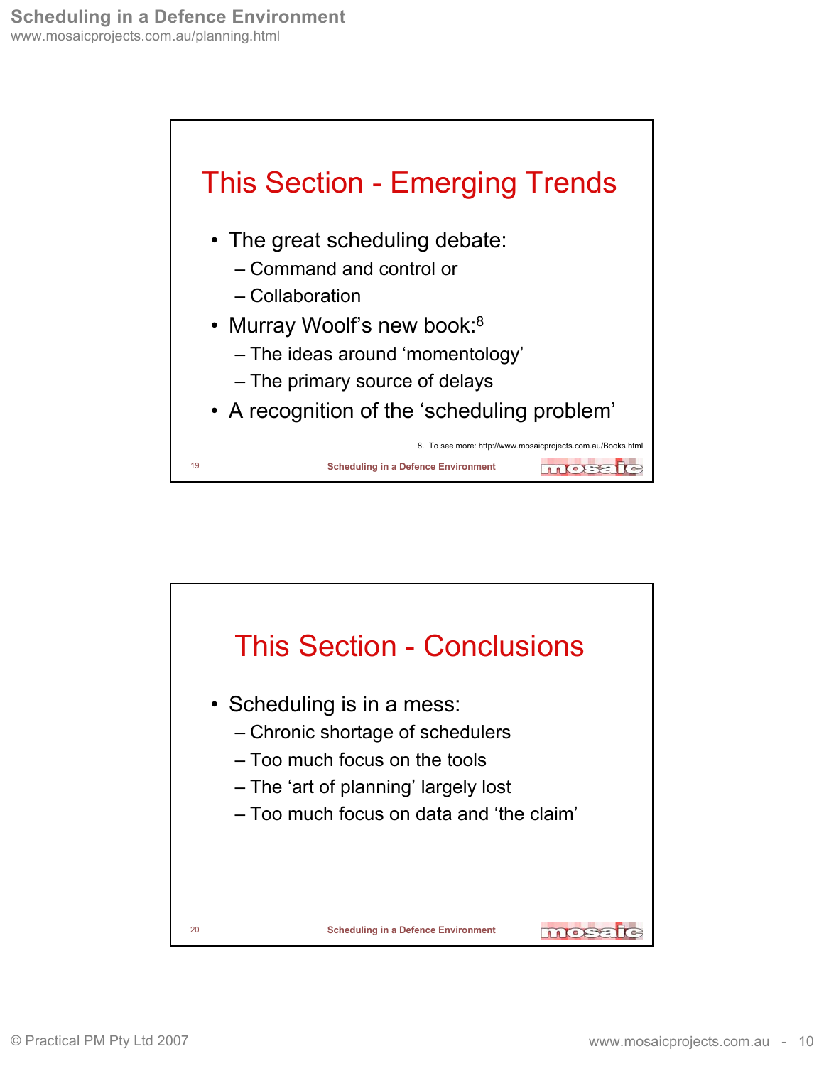## This Section - Emerging Trends

- The great scheduling debate:
  - Command and control or
  - Collaboration
- Murray Woolf's new book:[8]
  - The ideas around 'momentology'
  - The primary source of delays
- A recognition of the 'scheduling problem'

8. To see more: http://www.mosaicprojects.com.au/Books.html

## This Section - Conclusions

- Scheduling is in a mess:
  - Chronic shortage of schedulers
  - Too much focus on the tools
  - The 'art of planning' largely lost
  - Too much focus on data and 'the claim'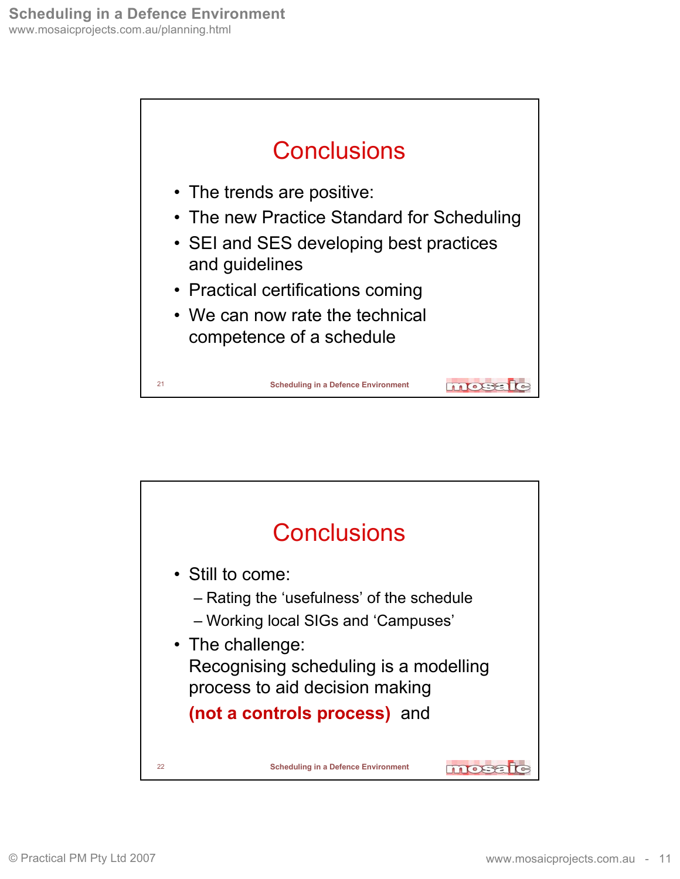## Conclusions

- The trends are positive:
- The new Practice Standard for Scheduling
- SEI and SES developing best practices and guidelines
- Practical certifications coming
- We can now rate the technical competence of a schedule

## Conclusions

- Still to come:
  - Rating the 'usefulness' of the schedule
  - Working local SIGs and 'Campuses'
- The challenge:
  Recognising scheduling is a modelling process to aid decision making
  **(not a controls process)** and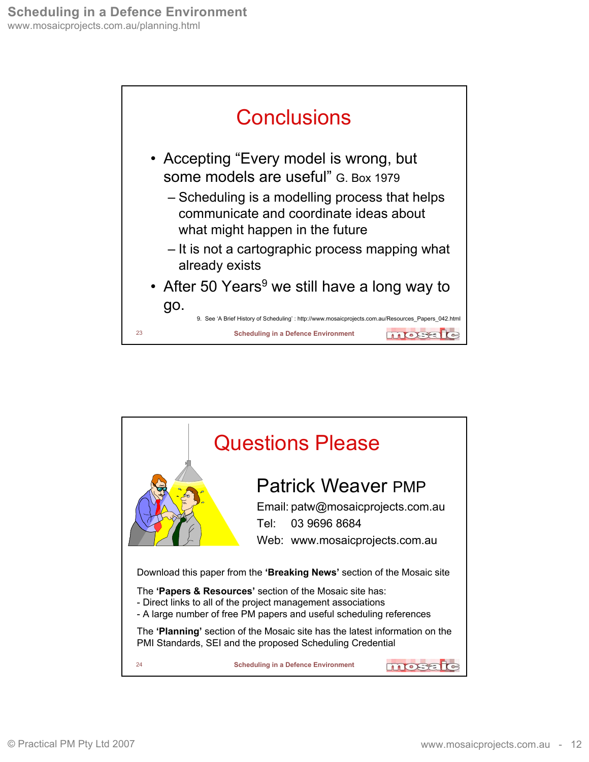## Conclusions

- Accepting "Every model is wrong, but some models are useful" G. Box 1979
  - Scheduling is a modelling process that helps communicate and coordinate ideas about what might happen in the future
  - It is not a cartographic process mapping what already exists
- After 50 Years[9] we still have a long way to go.

9. See 'A Brief History of Scheduling' : http://www.mosaicprojects.com.au/Resources_Papers_042.html

## Questions Please

**Patrick Weaver PMP**

Email: patw@mosaicprojects.com.au

Tel: 03 9696 8684

Web: www.mosaicprojects.com.au

Download this paper from the **'Breaking News'** section of the Mosaic site

The **'Papers & Resources'** section of the Mosaic site has:
- Direct links to all of the project management associations
- A large number of free PM papers and useful scheduling references

The **'Planning'** section of the Mosaic site has the latest information on the PMI Standards, SEI and the proposed Scheduling Credential